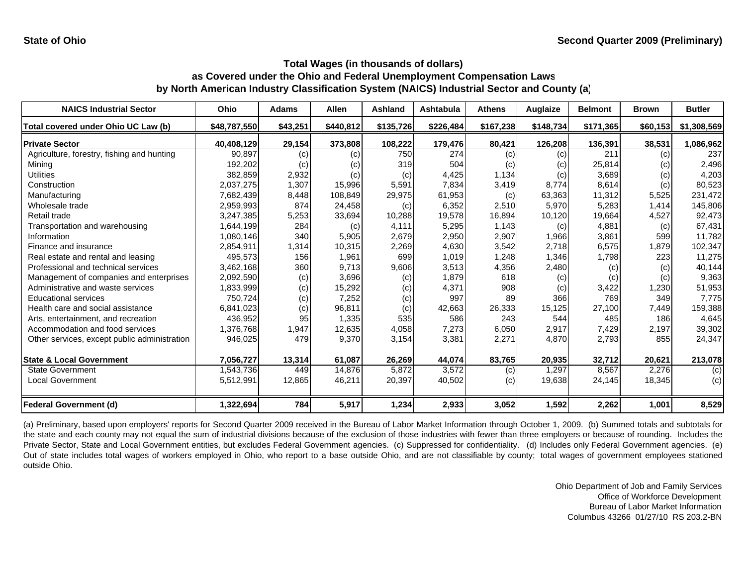State of Ohio

Second Quarter 2009 (Preliminary)

## Total Wages (in thousands of dollars) as Covered under the Ohio and Federal Unemployment Compensation Laws by North American Industry Classification System (NAICS) Industrial Sector and County (a)

| NAICS Industrial Sector | Ohio | Adams | Allen | Ashland | Ashtabula | Athens | Auglaize | Belmont | Brown | Butler |
|---|---|---|---|---|---|---|---|---|---|---|
| **Total covered under Ohio UC Law (b)** | **$48,787,550** | **$43,251** | **$440,812** | **$135,726** | **$226,484** | **$167,238** | **$148,734** | **$171,365** | **$60,153** | **$1,308,569** |
| **Private Sector** | **40,408,129** | **29,154** | **373,808** | **108,222** | **179,476** | **80,421** | **126,208** | **136,391** | **38,531** | **1,086,962** |
| Agriculture, forestry, fishing and hunting | 90,897 | (c) | (c) | 750 | 274 | (c) | (c) | 211 | (c) | 237 |
| Mining | 192,202 | (c) | (c) | 319 | 504 | (c) | (c) | 25,814 | (c) | 2,496 |
| Utilities | 382,859 | 2,932 | (c) | (c) | 4,425 | 1,134 | (c) | 3,689 | (c) | 4,203 |
| Construction | 2,037,275 | 1,307 | 15,996 | 5,591 | 7,834 | 3,419 | 8,774 | 8,614 | (c) | 80,523 |
| Manufacturing | 7,682,439 | 8,448 | 108,849 | 29,975 | 61,953 | (c) | 63,363 | 11,312 | 5,525 | 231,472 |
| Wholesale trade | 2,959,993 | 874 | 24,458 | (c) | 6,352 | 2,510 | 5,970 | 5,283 | 1,414 | 145,806 |
| Retail trade | 3,247,385 | 5,253 | 33,694 | 10,288 | 19,578 | 16,894 | 10,120 | 19,664 | 4,527 | 92,473 |
| Transportation and warehousing | 1,644,199 | 284 | (c) | 4,111 | 5,295 | 1,143 | (c) | 4,881 | (c) | 67,431 |
| Information | 1,080,146 | 340 | 5,905 | 2,679 | 2,950 | 2,907 | 1,966 | 3,861 | 599 | 11,782 |
| Finance and insurance | 2,854,911 | 1,314 | 10,315 | 2,269 | 4,630 | 3,542 | 2,718 | 6,575 | 1,879 | 102,347 |
| Real estate and rental and leasing | 495,573 | 156 | 1,961 | 699 | 1,019 | 1,248 | 1,346 | 1,798 | 223 | 11,275 |
| Professional and technical services | 3,462,168 | 360 | 9,713 | 9,606 | 3,513 | 4,356 | 2,480 | (c) | (c) | 40,144 |
| Management of companies and enterprises | 2,092,590 | (c) | 3,696 | (c) | 1,879 | 618 | (c) | (c) | (c) | 9,363 |
| Administrative and waste services | 1,833,999 | (c) | 15,292 | (c) | 4,371 | 908 | (c) | 3,422 | 1,230 | 51,953 |
| Educational services | 750,724 | (c) | 7,252 | (c) | 997 | 89 | 366 | 769 | 349 | 7,775 |
| Health care and social assistance | 6,841,023 | (c) | 96,811 | (c) | 42,663 | 26,333 | 15,125 | 27,100 | 7,449 | 159,388 |
| Arts, entertainment, and recreation | 436,952 | 95 | 1,335 | 535 | 586 | 243 | 544 | 485 | 186 | 4,645 |
| Accommodation and food services | 1,376,768 | 1,947 | 12,635 | 4,058 | 7,273 | 6,050 | 2,917 | 7,429 | 2,197 | 39,302 |
| Other services, except public administration | 946,025 | 479 | 9,370 | 3,154 | 3,381 | 2,271 | 4,870 | 2,793 | 855 | 24,347 |
| **State & Local Government** | **7,056,727** | **13,314** | **61,087** | **26,269** | **44,074** | **83,765** | **20,935** | **32,712** | **20,621** | **213,078** |
| State Government | 1,543,736 | 449 | 14,876 | 5,872 | 3,572 | (c) | 1,297 | 8,567 | 2,276 | (c) |
| Local Government | 5,512,991 | 12,865 | 46,211 | 20,397 | 40,502 | (c) | 19,638 | 24,145 | 18,345 | (c) |
| **Federal Government (d)** | **1,322,694** | **784** | **5,917** | **1,234** | **2,933** | **3,052** | **1,592** | **2,262** | **1,001** | **8,529** |

(a) Preliminary, based upon employers' reports for Second Quarter 2009 received in the Bureau of Labor Market Information through October 1, 2009. (b) Summed totals and subtotals for the state and each county may not equal the sum of industrial divisions because of the exclusion of those industries with fewer than three employers or because of rounding. Includes the Private Sector, State and Local Government entities, but excludes Federal Government agencies. (c) Suppressed for confidentiality. (d) Includes only Federal Government agencies. (e) Out of state includes total wages of workers employed in Ohio, who report to a base outside Ohio, and are not classifiable by county; total wages of government employees stationed outside Ohio.

Ohio Department of Job and Family Services
Office of Workforce Development
Bureau of Labor Market Information
Columbus 43266 01/27/10 RS 203.2-BN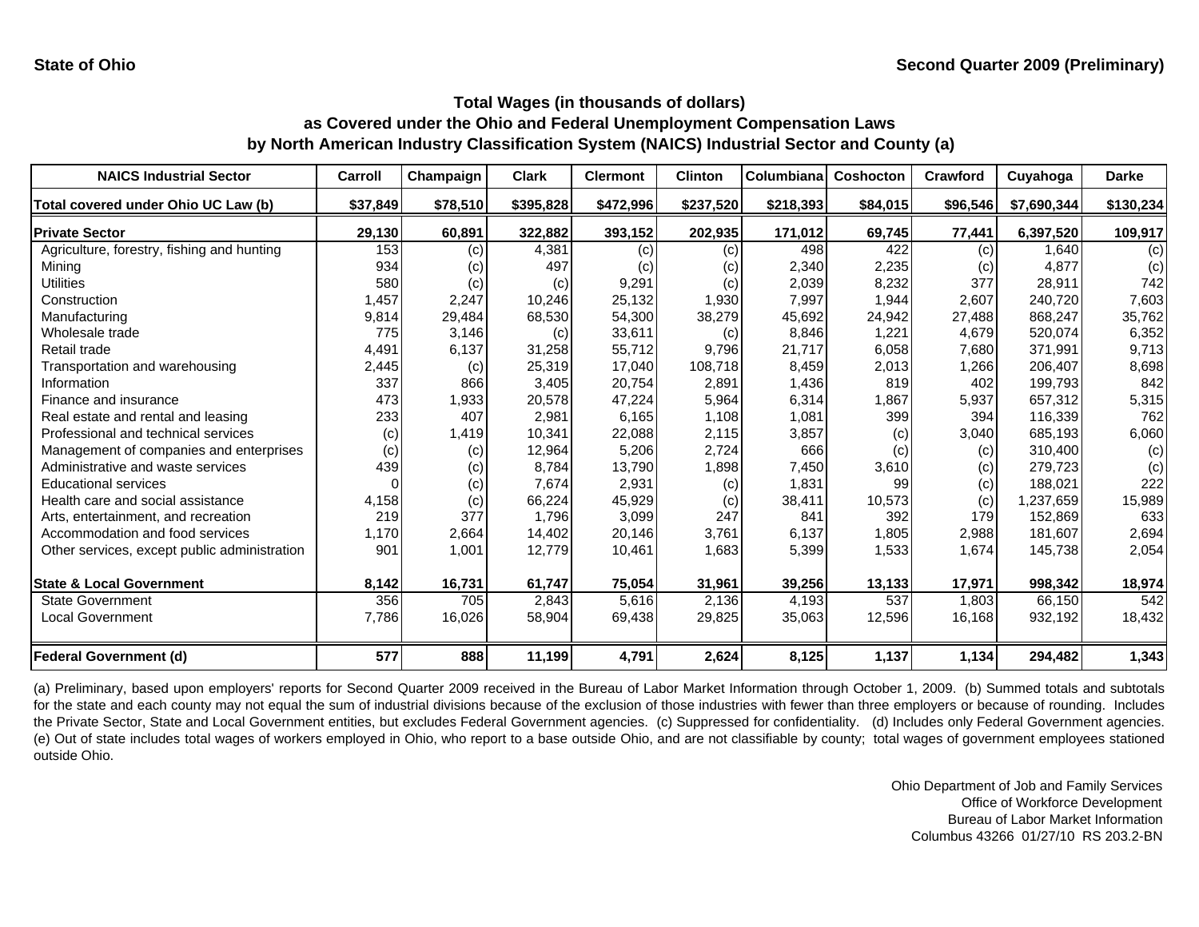**State of Ohio** **Second Quarter 2009 (Preliminary)**

### Total Wages (in thousands of dollars)
### as Covered under the Ohio and Federal Unemployment Compensation Laws
### by North American Industry Classification System (NAICS) Industrial Sector and County (a)

| NAICS Industrial Sector | Carroll | Champaign | Clark | Clermont | Clinton | Columbiana | Coshocton | Crawford | Cuyahoga | Darke |
|---|---|---|---|---|---|---|---|---|---|---|
| **Total covered under Ohio UC Law (b)** | **$37,849** | **$78,510** | **$395,828** | **$472,996** | **$237,520** | **$218,393** | **$84,015** | **$96,546** | **$7,690,344** | **$130,234** |
| **Private Sector** | **29,130** | **60,891** | **322,882** | **393,152** | **202,935** | **171,012** | **69,745** | **77,441** | **6,397,520** | **109,917** |
| Agriculture, forestry, fishing and hunting | 153 | (c) | 4,381 | (c) | (c) | 498 | 422 | (c) | 1,640 | (c) |
| Mining | 934 | (c) | 497 | (c) | (c) | 2,340 | 2,235 | (c) | 4,877 | (c) |
| Utilities | 580 | (c) | (c) | 9,291 | (c) | 2,039 | 8,232 | 377 | 28,911 | 742 |
| Construction | 1,457 | 2,247 | 10,246 | 25,132 | 1,930 | 7,997 | 1,944 | 2,607 | 240,720 | 7,603 |
| Manufacturing | 9,814 | 29,484 | 68,530 | 54,300 | 38,279 | 45,692 | 24,942 | 27,488 | 868,247 | 35,762 |
| Wholesale trade | 775 | 3,146 | (c) | 33,611 | (c) | 8,846 | 1,221 | 4,679 | 520,074 | 6,352 |
| Retail trade | 4,491 | 6,137 | 31,258 | 55,712 | 9,796 | 21,717 | 6,058 | 7,680 | 371,991 | 9,713 |
| Transportation and warehousing | 2,445 | (c) | 25,319 | 17,040 | 108,718 | 8,459 | 2,013 | 1,266 | 206,407 | 8,698 |
| Information | 337 | 866 | 3,405 | 20,754 | 2,891 | 1,436 | 819 | 402 | 199,793 | 842 |
| Finance and insurance | 473 | 1,933 | 20,578 | 47,224 | 5,964 | 6,314 | 1,867 | 5,937 | 657,312 | 5,315 |
| Real estate and rental and leasing | 233 | 407 | 2,981 | 6,165 | 1,108 | 1,081 | 399 | 394 | 116,339 | 762 |
| Professional and technical services | (c) | 1,419 | 10,341 | 22,088 | 2,115 | 3,857 | (c) | 3,040 | 685,193 | 6,060 |
| Management of companies and enterprises | (c) | (c) | 12,964 | 5,206 | 2,724 | 666 | (c) | (c) | 310,400 | (c) |
| Administrative and waste services | 439 | (c) | 8,784 | 13,790 | 1,898 | 7,450 | 3,610 | (c) | 279,723 | (c) |
| Educational services | 0 | (c) | 7,674 | 2,931 | (c) | 1,831 | 99 | (c) | 188,021 | 222 |
| Health care and social assistance | 4,158 | (c) | 66,224 | 45,929 | (c) | 38,411 | 10,573 | (c) | 1,237,659 | 15,989 |
| Arts, entertainment, and recreation | 219 | 377 | 1,796 | 3,099 | 247 | 841 | 392 | 179 | 152,869 | 633 |
| Accommodation and food services | 1,170 | 2,664 | 14,402 | 20,146 | 3,761 | 6,137 | 1,805 | 2,988 | 181,607 | 2,694 |
| Other services, except public administration | 901 | 1,001 | 12,779 | 10,461 | 1,683 | 5,399 | 1,533 | 1,674 | 145,738 | 2,054 |
| **State & Local Government** | **8,142** | **16,731** | **61,747** | **75,054** | **31,961** | **39,256** | **13,133** | **17,971** | **998,342** | **18,974** |
| State Government | 356 | 705 | 2,843 | 5,616 | 2,136 | 4,193 | 537 | 1,803 | 66,150 | 542 |
| Local Government | 7,786 | 16,026 | 58,904 | 69,438 | 29,825 | 35,063 | 12,596 | 16,168 | 932,192 | 18,432 |
| **Federal Government (d)** | **577** | **888** | **11,199** | **4,791** | **2,624** | **8,125** | **1,137** | **1,134** | **294,482** | **1,343** |

(a) Preliminary, based upon employers' reports for Second Quarter 2009 received in the Bureau of Labor Market Information through October 1, 2009. (b) Summed totals and subtotals for the state and each county may not equal the sum of industrial divisions because of the exclusion of those industries with fewer than three employers or because of rounding. Includes the Private Sector, State and Local Government entities, but excludes Federal Government agencies. (c) Suppressed for confidentiality. (d) Includes only Federal Government agencies. (e) Out of state includes total wages of workers employed in Ohio, who report to a base outside Ohio, and are not classifiable by county; total wages of government employees stationed outside Ohio.

Ohio Department of Job and Family Services
Office of Workforce Development
Bureau of Labor Market Information
Columbus 43266 01/27/10 RS 203.2-BN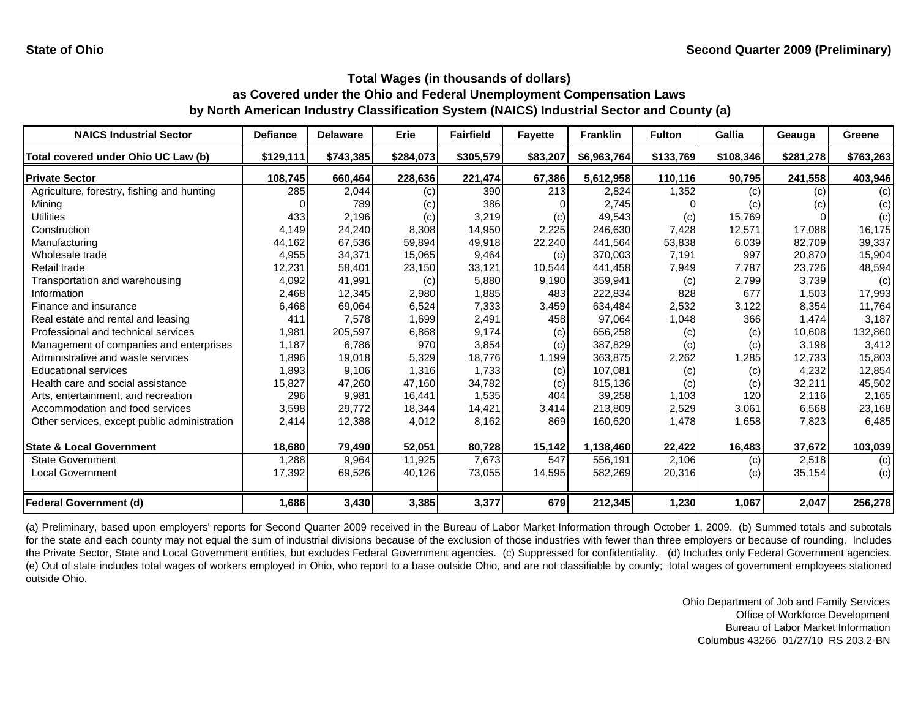State of Ohio

Second Quarter 2009 (Preliminary)

## Total Wages (in thousands of dollars) as Covered under the Ohio and Federal Unemployment Compensation Laws by North American Industry Classification System (NAICS) Industrial Sector and County (a)

| NAICS Industrial Sector | Defiance | Delaware | Erie | Fairfield | Fayette | Franklin | Fulton | Gallia | Geauga | Greene |
|---|---|---|---|---|---|---|---|---|---|---|
| Total covered under Ohio UC Law (b) | $129,111 | $743,385 | $284,073 | $305,579 | $83,207 | $6,963,764 | $133,769 | $108,346 | $281,278 | $763,263 |
| **Private Sector** | 108,745 | 660,464 | 228,636 | 221,474 | 67,386 | 5,612,958 | 110,116 | 90,795 | 241,558 | 403,946 |
| Agriculture, forestry, fishing and hunting | 285 | 2,044 | (c) | 390 | 213 | 2,824 | 1,352 | (c) | (c) | (c) |
| Mining | 0 | 789 | (c) | 386 | 0 | 2,745 | 0 | (c) | (c) | (c) |
| Utilities | 433 | 2,196 | (c) | 3,219 | (c) | 49,543 | (c) | 15,769 | 0 | (c) |
| Construction | 4,149 | 24,240 | 8,308 | 14,950 | 2,225 | 246,630 | 7,428 | 12,571 | 17,088 | 16,175 |
| Manufacturing | 44,162 | 67,536 | 59,894 | 49,918 | 22,240 | 441,564 | 53,838 | 6,039 | 82,709 | 39,337 |
| Wholesale trade | 4,955 | 34,371 | 15,065 | 9,464 | (c) | 370,003 | 7,191 | 997 | 20,870 | 15,904 |
| Retail trade | 12,231 | 58,401 | 23,150 | 33,121 | 10,544 | 441,458 | 7,949 | 7,787 | 23,726 | 48,594 |
| Transportation and warehousing | 4,092 | 41,991 | (c) | 5,880 | 9,190 | 359,941 | (c) | 2,799 | 3,739 | (c) |
| Information | 2,468 | 12,345 | 2,980 | 1,885 | 483 | 222,834 | 828 | 677 | 1,503 | 17,993 |
| Finance and insurance | 6,468 | 69,064 | 6,524 | 7,333 | 3,459 | 634,484 | 2,532 | 3,122 | 8,354 | 11,764 |
| Real estate and rental and leasing | 411 | 7,578 | 1,699 | 2,491 | 458 | 97,064 | 1,048 | 366 | 1,474 | 3,187 |
| Professional and technical services | 1,981 | 205,597 | 6,868 | 9,174 | (c) | 656,258 | (c) | (c) | 10,608 | 132,860 |
| Management of companies and enterprises | 1,187 | 6,786 | 970 | 3,854 | (c) | 387,829 | (c) | (c) | 3,198 | 3,412 |
| Administrative and waste services | 1,896 | 19,018 | 5,329 | 18,776 | 1,199 | 363,875 | 2,262 | 1,285 | 12,733 | 15,803 |
| Educational services | 1,893 | 9,106 | 1,316 | 1,733 | (c) | 107,081 | (c) | (c) | 4,232 | 12,854 |
| Health care and social assistance | 15,827 | 47,260 | 47,160 | 34,782 | (c) | 815,136 | (c) | (c) | 32,211 | 45,502 |
| Arts, entertainment, and recreation | 296 | 9,981 | 16,441 | 1,535 | 404 | 39,258 | 1,103 | 120 | 2,116 | 2,165 |
| Accommodation and food services | 3,598 | 29,772 | 18,344 | 14,421 | 3,414 | 213,809 | 2,529 | 3,061 | 6,568 | 23,168 |
| Other services, except public administration | 2,414 | 12,388 | 4,012 | 8,162 | 869 | 160,620 | 1,478 | 1,658 | 7,823 | 6,485 |
| **State & Local Government** | 18,680 | 79,490 | 52,051 | 80,728 | 15,142 | 1,138,460 | 22,422 | 16,483 | 37,672 | 103,039 |
| State Government | 1,288 | 9,964 | 11,925 | 7,673 | 547 | 556,191 | 2,106 | (c) | 2,518 | (c) |
| Local Government | 17,392 | 69,526 | 40,126 | 73,055 | 14,595 | 582,269 | 20,316 | (c) | 35,154 | (c) |
| **Federal Government (d)** | 1,686 | 3,430 | 3,385 | 3,377 | 679 | 212,345 | 1,230 | 1,067 | 2,047 | 256,278 |

(a) Preliminary, based upon employers' reports for Second Quarter 2009 received in the Bureau of Labor Market Information through October 1, 2009. (b) Summed totals and subtotals for the state and each county may not equal the sum of industrial divisions because of the exclusion of those industries with fewer than three employers or because of rounding. Includes the Private Sector, State and Local Government entities, but excludes Federal Government agencies. (c) Suppressed for confidentiality. (d) Includes only Federal Government agencies. (e) Out of state includes total wages of workers employed in Ohio, who report to a base outside Ohio, and are not classifiable by county; total wages of government employees stationed outside Ohio.

Ohio Department of Job and Family Services
Office of Workforce Development
Bureau of Labor Market Information
Columbus 43266 01/27/10 RS 203.2-BN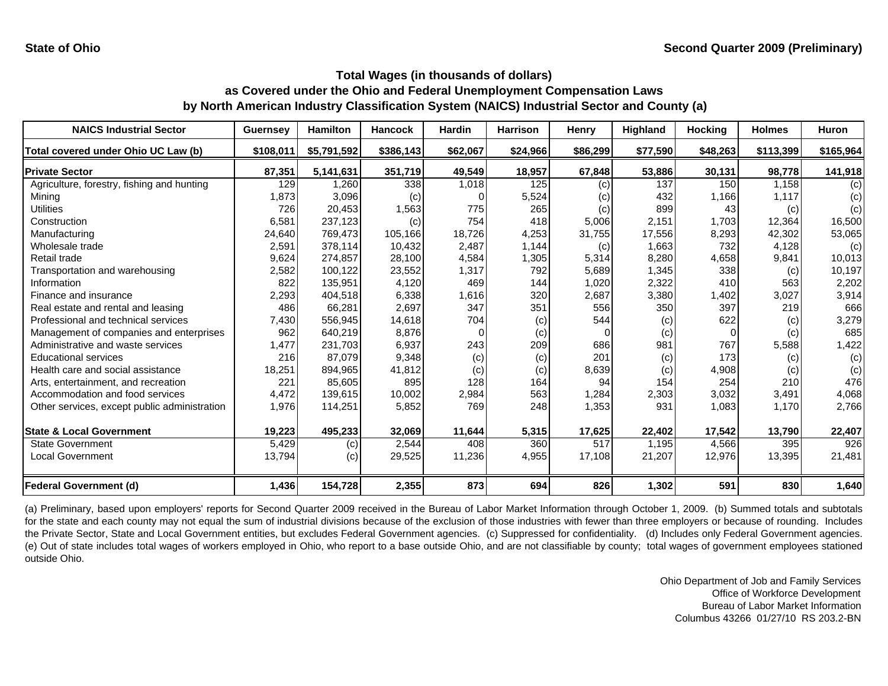**State of Ohio** **Second Quarter 2009 (Preliminary)**

## Total Wages (in thousands of dollars)
## as Covered under the Ohio and Federal Unemployment Compensation Laws
## by North American Industry Classification System (NAICS) Industrial Sector and County (a)

| NAICS Industrial Sector | Guernsey | Hamilton | Hancock | Hardin | Harrison | Henry | Highland | Hocking | Holmes | Huron |
|---|---|---|---|---|---|---|---|---|---|---|
| Total covered under Ohio UC Law (b) | $108,011 | $5,791,592 | $386,143 | $62,067 | $24,966 | $86,299 | $77,590 | $48,263 | $113,399 | $165,964 |
| **Private Sector** | **87,351** | **5,141,631** | **351,719** | **49,549** | **18,957** | **67,848** | **53,886** | **30,131** | **98,778** | **141,918** |
| Agriculture, forestry, fishing and hunting | 129 | 1,260 | 338 | 1,018 | 125 | (c) | 137 | 150 | 1,158 | (c) |
| Mining | 1,873 | 3,096 | (c) | 0 | 5,524 | (c) | 432 | 1,166 | 1,117 | (c) |
| Utilities | 726 | 20,453 | 1,563 | 775 | 265 | (c) | 899 | 43 | (c) | (c) |
| Construction | 6,581 | 237,123 | (c) | 754 | 418 | 5,006 | 2,151 | 1,703 | 12,364 | 16,500 |
| Manufacturing | 24,640 | 769,473 | 105,166 | 18,726 | 4,253 | 31,755 | 17,556 | 8,293 | 42,302 | 53,065 |
| Wholesale trade | 2,591 | 378,114 | 10,432 | 2,487 | 1,144 | (c) | 1,663 | 732 | 4,128 | (c) |
| Retail trade | 9,624 | 274,857 | 28,100 | 4,584 | 1,305 | 5,314 | 8,280 | 4,658 | 9,841 | 10,013 |
| Transportation and warehousing | 2,582 | 100,122 | 23,552 | 1,317 | 792 | 5,689 | 1,345 | 338 | (c) | 10,197 |
| Information | 822 | 135,951 | 4,120 | 469 | 144 | 1,020 | 2,322 | 410 | 563 | 2,202 |
| Finance and insurance | 2,293 | 404,518 | 6,338 | 1,616 | 320 | 2,687 | 3,380 | 1,402 | 3,027 | 3,914 |
| Real estate and rental and leasing | 486 | 66,281 | 2,697 | 347 | 351 | 556 | 350 | 397 | 219 | 666 |
| Professional and technical services | 7,430 | 556,945 | 14,618 | 704 | (c) | 544 | (c) | 622 | (c) | 3,279 |
| Management of companies and enterprises | 962 | 640,219 | 8,876 | 0 | (c) | 0 | (c) | 0 | (c) | 685 |
| Administrative and waste services | 1,477 | 231,703 | 6,937 | 243 | 209 | 686 | 981 | 767 | 5,588 | 1,422 |
| Educational services | 216 | 87,079 | 9,348 | (c) | (c) | 201 | (c) | 173 | (c) | (c) |
| Health care and social assistance | 18,251 | 894,965 | 41,812 | (c) | (c) | 8,639 | (c) | 4,908 | (c) | (c) |
| Arts, entertainment, and recreation | 221 | 85,605 | 895 | 128 | 164 | 94 | 154 | 254 | 210 | 476 |
| Accommodation and food services | 4,472 | 139,615 | 10,002 | 2,984 | 563 | 1,284 | 2,303 | 3,032 | 3,491 | 4,068 |
| Other services, except public administration | 1,976 | 114,251 | 5,852 | 769 | 248 | 1,353 | 931 | 1,083 | 1,170 | 2,766 |
| **State & Local Government** | **19,223** | **495,233** | **32,069** | **11,644** | **5,315** | **17,625** | **22,402** | **17,542** | **13,790** | **22,407** |
| State Government | 5,429 | (c) | 2,544 | 408 | 360 | 517 | 1,195 | 4,566 | 395 | 926 |
| Local Government | 13,794 | (c) | 29,525 | 11,236 | 4,955 | 17,108 | 21,207 | 12,976 | 13,395 | 21,481 |
| **Federal Government (d)** | **1,436** | **154,728** | **2,355** | **873** | **694** | **826** | **1,302** | **591** | **830** | **1,640** |

(a) Preliminary, based upon employers' reports for Second Quarter 2009 received in the Bureau of Labor Market Information through October 1, 2009. (b) Summed totals and subtotals for the state and each county may not equal the sum of industrial divisions because of the exclusion of those industries with fewer than three employers or because of rounding. Includes the Private Sector, State and Local Government entities, but excludes Federal Government agencies. (c) Suppressed for confidentiality. (d) Includes only Federal Government agencies. (e) Out of state includes total wages of workers employed in Ohio, who report to a base outside Ohio, and are not classifiable by county; total wages of government employees stationed outside Ohio.

Ohio Department of Job and Family Services
Office of Workforce Development
Bureau of Labor Market Information
Columbus 43266 01/27/10 RS 203.2-BN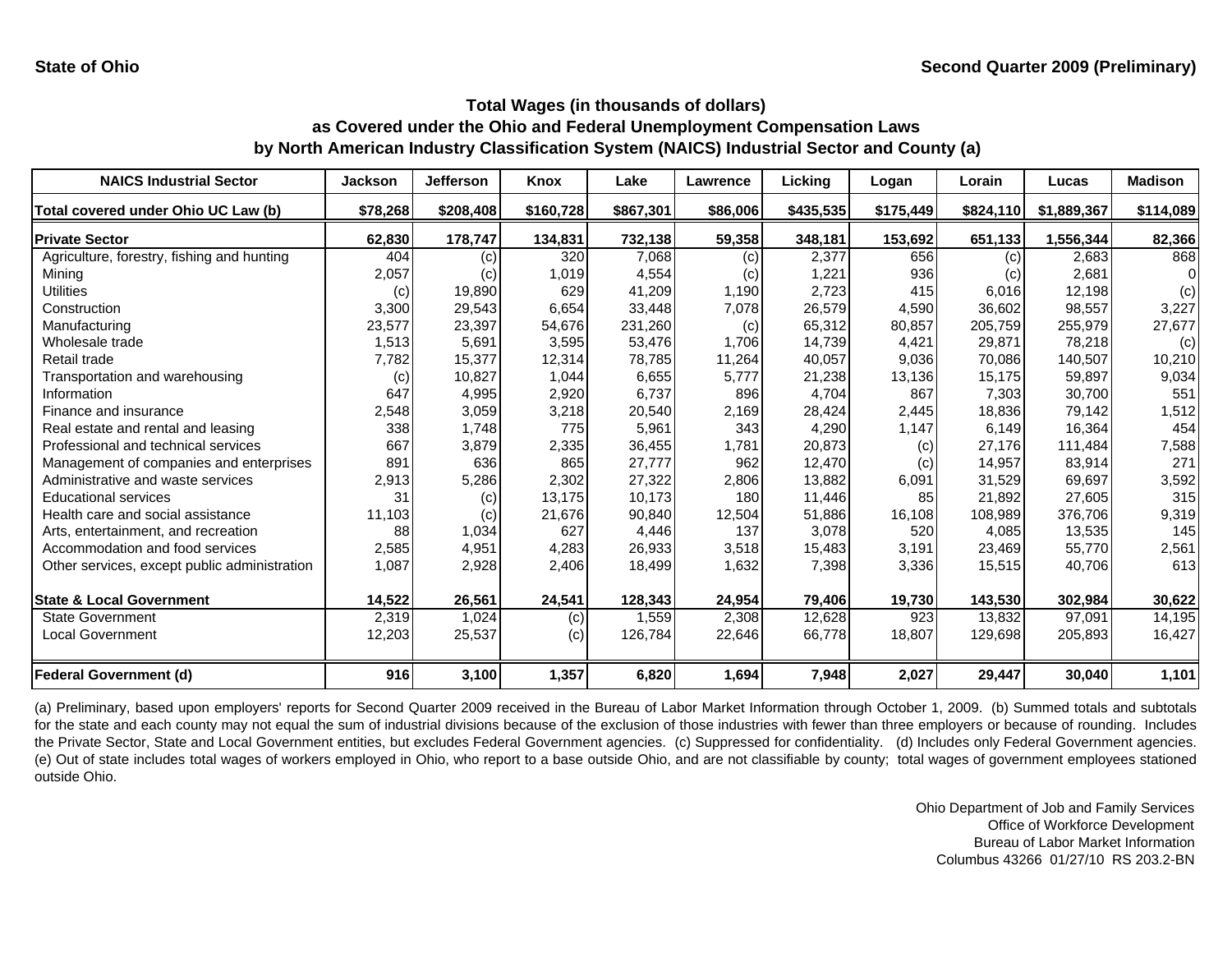State of Ohio — Second Quarter 2009 (Preliminary)

## Total Wages (in thousands of dollars)
## as Covered under the Ohio and Federal Unemployment Compensation Laws
## by North American Industry Classification System (NAICS) Industrial Sector and County (a)

| NAICS Industrial Sector | Jackson | Jefferson | Knox | Lake | Lawrence | Licking | Logan | Lorain | Lucas | Madison |
|---|---|---|---|---|---|---|---|---|---|---|
| **Total covered under Ohio UC Law (b)** | **$78,268** | **$208,408** | **$160,728** | **$867,301** | **$86,006** | **$435,535** | **$175,449** | **$824,110** | **$1,889,367** | **$114,089** |
| **Private Sector** | **62,830** | **178,747** | **134,831** | **732,138** | **59,358** | **348,181** | **153,692** | **651,133** | **1,556,344** | **82,366** |
| Agriculture, forestry, fishing and hunting | 404 | (c) | 320 | 7,068 | (c) | 2,377 | 656 | (c) | 2,683 | 868 |
| Mining | 2,057 | (c) | 1,019 | 4,554 | (c) | 1,221 | 936 | (c) | 2,681 | 0 |
| Utilities | (c) | 19,890 | 629 | 41,209 | 1,190 | 2,723 | 415 | 6,016 | 12,198 | (c) |
| Construction | 3,300 | 29,543 | 6,654 | 33,448 | 7,078 | 26,579 | 4,590 | 36,602 | 98,557 | 3,227 |
| Manufacturing | 23,577 | 23,397 | 54,676 | 231,260 | (c) | 65,312 | 80,857 | 205,759 | 255,979 | 27,677 |
| Wholesale trade | 1,513 | 5,691 | 3,595 | 53,476 | 1,706 | 14,739 | 4,421 | 29,871 | 78,218 | (c) |
| Retail trade | 7,782 | 15,377 | 12,314 | 78,785 | 11,264 | 40,057 | 9,036 | 70,086 | 140,507 | 10,210 |
| Transportation and warehousing | (c) | 10,827 | 1,044 | 6,655 | 5,777 | 21,238 | 13,136 | 15,175 | 59,897 | 9,034 |
| Information | 647 | 4,995 | 2,920 | 6,737 | 896 | 4,704 | 867 | 7,303 | 30,700 | 551 |
| Finance and insurance | 2,548 | 3,059 | 3,218 | 20,540 | 2,169 | 28,424 | 2,445 | 18,836 | 79,142 | 1,512 |
| Real estate and rental and leasing | 338 | 1,748 | 775 | 5,961 | 343 | 4,290 | 1,147 | 6,149 | 16,364 | 454 |
| Professional and technical services | 667 | 3,879 | 2,335 | 36,455 | 1,781 | 20,873 | (c) | 27,176 | 111,484 | 7,588 |
| Management of companies and enterprises | 891 | 636 | 865 | 27,777 | 962 | 12,470 | (c) | 14,957 | 83,914 | 271 |
| Administrative and waste services | 2,913 | 5,286 | 2,302 | 27,322 | 2,806 | 13,882 | 6,091 | 31,529 | 69,697 | 3,592 |
| Educational services | 31 | (c) | 13,175 | 10,173 | 180 | 11,446 | 85 | 21,892 | 27,605 | 315 |
| Health care and social assistance | 11,103 | (c) | 21,676 | 90,840 | 12,504 | 51,886 | 16,108 | 108,989 | 376,706 | 9,319 |
| Arts, entertainment, and recreation | 88 | 1,034 | 627 | 4,446 | 137 | 3,078 | 520 | 4,085 | 13,535 | 145 |
| Accommodation and food services | 2,585 | 4,951 | 4,283 | 26,933 | 3,518 | 15,483 | 3,191 | 23,469 | 55,770 | 2,561 |
| Other services, except public administration | 1,087 | 2,928 | 2,406 | 18,499 | 1,632 | 7,398 | 3,336 | 15,515 | 40,706 | 613 |
| **State & Local Government** | **14,522** | **26,561** | **24,541** | **128,343** | **24,954** | **79,406** | **19,730** | **143,530** | **302,984** | **30,622** |
| State Government | 2,319 | 1,024 | (c) | 1,559 | 2,308 | 12,628 | 923 | 13,832 | 97,091 | 14,195 |
| Local Government | 12,203 | 25,537 | (c) | 126,784 | 22,646 | 66,778 | 18,807 | 129,698 | 205,893 | 16,427 |
| **Federal Government (d)** | **916** | **3,100** | **1,357** | **6,820** | **1,694** | **7,948** | **2,027** | **29,447** | **30,040** | **1,101** |

(a) Preliminary, based upon employers' reports for Second Quarter 2009 received in the Bureau of Labor Market Information through October 1, 2009. (b) Summed totals and subtotals for the state and each county may not equal the sum of industrial divisions because of the exclusion of those industries with fewer than three employers or because of rounding. Includes the Private Sector, State and Local Government entities, but excludes Federal Government agencies. (c) Suppressed for confidentiality. (d) Includes only Federal Government agencies. (e) Out of state includes total wages of workers employed in Ohio, who report to a base outside Ohio, and are not classifiable by county; total wages of government employees stationed outside Ohio.

Ohio Department of Job and Family Services
Office of Workforce Development
Bureau of Labor Market Information
Columbus 43266 01/27/10 RS 203.2-BN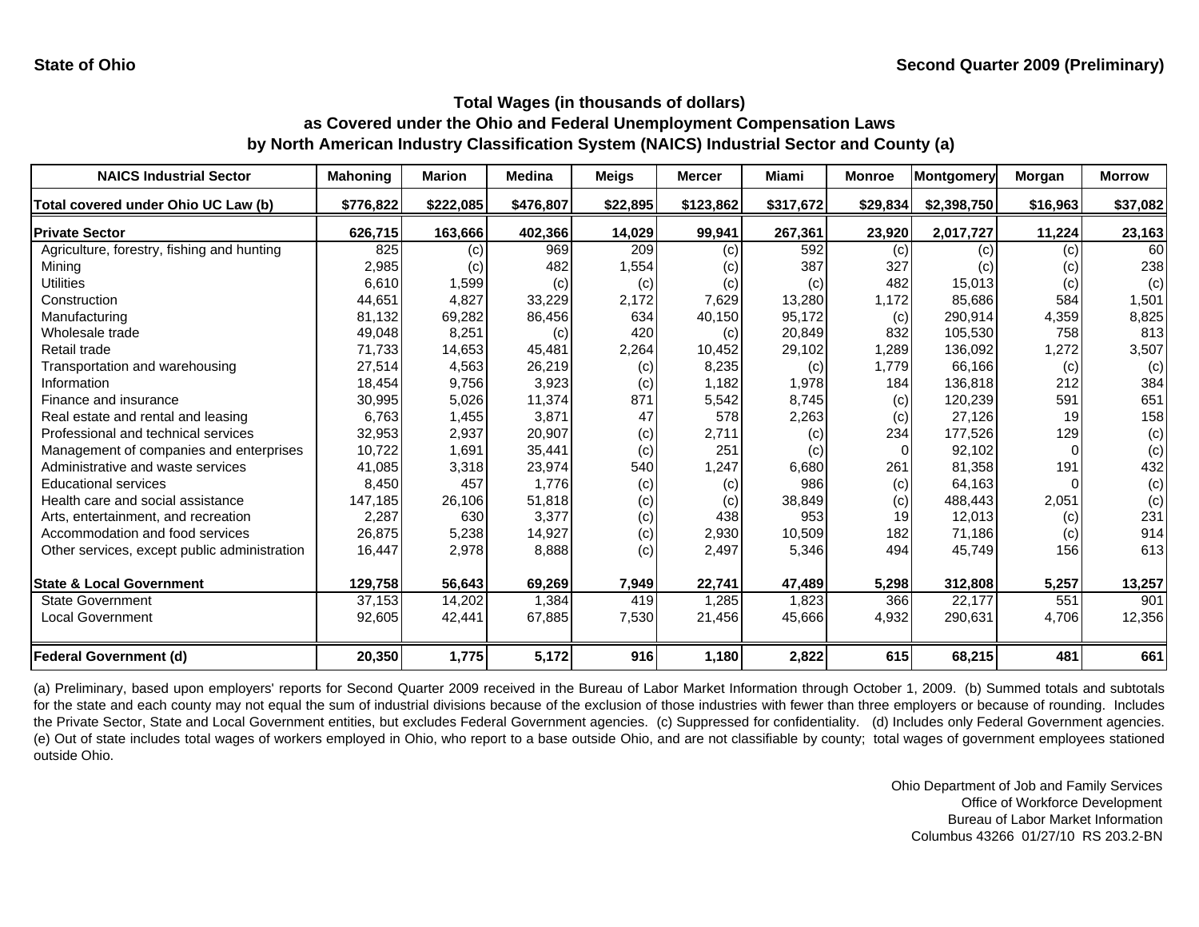State of Ohio

Second Quarter 2009 (Preliminary)

## Total Wages (in thousands of dollars) as Covered under the Ohio and Federal Unemployment Compensation Laws by North American Industry Classification System (NAICS) Industrial Sector and County (a)

| NAICS Industrial Sector | Mahoning | Marion | Medina | Meigs | Mercer | Miami | Monroe | Montgomery | Morgan | Morrow |
|---|---|---|---|---|---|---|---|---|---|---|
| Total covered under Ohio UC Law (b) | $776,822 | $222,085 | $476,807 | $22,895 | $123,862 | $317,672 | $29,834 | $2,398,750 | $16,963 | $37,082 |
| **Private Sector** | **626,715** | **163,666** | **402,366** | **14,029** | **99,941** | **267,361** | **23,920** | **2,017,727** | **11,224** | **23,163** |
| Agriculture, forestry, fishing and hunting | 825 | (c) | 969 | 209 | (c) | 592 | (c) | (c) | (c) | 60 |
| Mining | 2,985 | (c) | 482 | 1,554 | (c) | 387 | 327 | (c) | (c) | 238 |
| Utilities | 6,610 | 1,599 | (c) | (c) | (c) | (c) | 482 | 15,013 | (c) | (c) |
| Construction | 44,651 | 4,827 | 33,229 | 2,172 | 7,629 | 13,280 | 1,172 | 85,686 | 584 | 1,501 |
| Manufacturing | 81,132 | 69,282 | 86,456 | 634 | 40,150 | 95,172 | (c) | 290,914 | 4,359 | 8,825 |
| Wholesale trade | 49,048 | 8,251 | (c) | 420 | (c) | 20,849 | 832 | 105,530 | 758 | 813 |
| Retail trade | 71,733 | 14,653 | 45,481 | 2,264 | 10,452 | 29,102 | 1,289 | 136,092 | 1,272 | 3,507 |
| Transportation and warehousing | 27,514 | 4,563 | 26,219 | (c) | 8,235 | (c) | 1,779 | 66,166 | (c) | (c) |
| Information | 18,454 | 9,756 | 3,923 | (c) | 1,182 | 1,978 | 184 | 136,818 | 212 | 384 |
| Finance and insurance | 30,995 | 5,026 | 11,374 | 871 | 5,542 | 8,745 | (c) | 120,239 | 591 | 651 |
| Real estate and rental and leasing | 6,763 | 1,455 | 3,871 | 47 | 578 | 2,263 | (c) | 27,126 | 19 | 158 |
| Professional and technical services | 32,953 | 2,937 | 20,907 | (c) | 2,711 | (c) | 234 | 177,526 | 129 | (c) |
| Management of companies and enterprises | 10,722 | 1,691 | 35,441 | (c) | 251 | (c) | 0 | 92,102 | 0 | (c) |
| Administrative and waste services | 41,085 | 3,318 | 23,974 | 540 | 1,247 | 6,680 | 261 | 81,358 | 191 | 432 |
| Educational services | 8,450 | 457 | 1,776 | (c) | (c) | 986 | (c) | 64,163 | 0 | (c) |
| Health care and social assistance | 147,185 | 26,106 | 51,818 | (c) | (c) | 38,849 | (c) | 488,443 | 2,051 | (c) |
| Arts, entertainment, and recreation | 2,287 | 630 | 3,377 | (c) | 438 | 953 | 19 | 12,013 | (c) | 231 |
| Accommodation and food services | 26,875 | 5,238 | 14,927 | (c) | 2,930 | 10,509 | 182 | 71,186 | (c) | 914 |
| Other services, except public administration | 16,447 | 2,978 | 8,888 | (c) | 2,497 | 5,346 | 494 | 45,749 | 156 | 613 |
| **State & Local Government** | **129,758** | **56,643** | **69,269** | **7,949** | **22,741** | **47,489** | **5,298** | **312,808** | **5,257** | **13,257** |
| State Government | 37,153 | 14,202 | 1,384 | 419 | 1,285 | 1,823 | 366 | 22,177 | 551 | 901 |
| Local Government | 92,605 | 42,441 | 67,885 | 7,530 | 21,456 | 45,666 | 4,932 | 290,631 | 4,706 | 12,356 |
| **Federal Government (d)** | **20,350** | **1,775** | **5,172** | **916** | **1,180** | **2,822** | **615** | **68,215** | **481** | **661** |

(a) Preliminary, based upon employers' reports for Second Quarter 2009 received in the Bureau of Labor Market Information through October 1, 2009. (b) Summed totals and subtotals for the state and each county may not equal the sum of industrial divisions because of the exclusion of those industries with fewer than three employers or because of rounding. Includes the Private Sector, State and Local Government entities, but excludes Federal Government agencies. (c) Suppressed for confidentiality. (d) Includes only Federal Government agencies. (e) Out of state includes total wages of workers employed in Ohio, who report to a base outside Ohio, and are not classifiable by county; total wages of government employees stationed outside Ohio.

Ohio Department of Job and Family Services
Office of Workforce Development
Bureau of Labor Market Information
Columbus 43266 01/27/10 RS 203.2-BN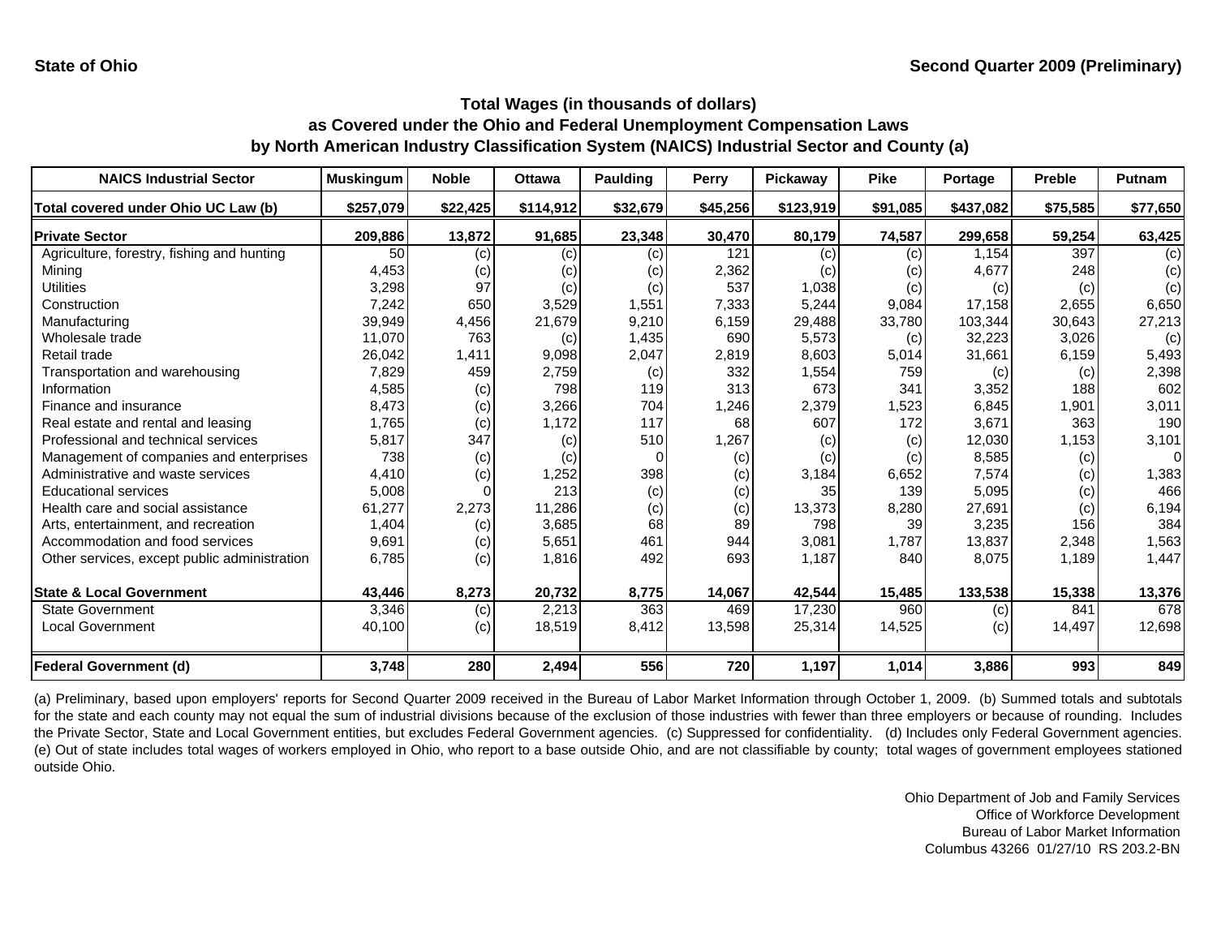State of Ohio

Second Quarter 2009 (Preliminary)

## Total Wages (in thousands of dollars) as Covered under the Ohio and Federal Unemployment Compensation Laws by North American Industry Classification System (NAICS) Industrial Sector and County (a)

| NAICS Industrial Sector | Muskingum | Noble | Ottawa | Paulding | Perry | Pickaway | Pike | Portage | Preble | Putnam |
|---|---|---|---|---|---|---|---|---|---|---|
| Total covered under Ohio UC Law (b) | $257,079 | $22,425 | $114,912 | $32,679 | $45,256 | $123,919 | $91,085 | $437,082 | $75,585 | $77,650 |
| **Private Sector** | 209,886 | 13,872 | 91,685 | 23,348 | 30,470 | 80,179 | 74,587 | 299,658 | 59,254 | 63,425 |
| Agriculture, forestry, fishing and hunting | 50 | (c) | (c) | (c) | 121 | (c) | (c) | 1,154 | 397 | (c) |
| Mining | 4,453 | (c) | (c) | (c) | 2,362 | (c) | (c) | 4,677 | 248 | (c) |
| Utilities | 3,298 | 97 | (c) | (c) | 537 | 1,038 | (c) | (c) | (c) | (c) |
| Construction | 7,242 | 650 | 3,529 | 1,551 | 7,333 | 5,244 | 9,084 | 17,158 | 2,655 | 6,650 |
| Manufacturing | 39,949 | 4,456 | 21,679 | 9,210 | 6,159 | 29,488 | 33,780 | 103,344 | 30,643 | 27,213 |
| Wholesale trade | 11,070 | 763 | (c) | 1,435 | 690 | 5,573 | (c) | 32,223 | 3,026 | (c) |
| Retail trade | 26,042 | 1,411 | 9,098 | 2,047 | 2,819 | 8,603 | 5,014 | 31,661 | 6,159 | 5,493 |
| Transportation and warehousing | 7,829 | 459 | 2,759 | (c) | 332 | 1,554 | 759 | (c) | (c) | 2,398 |
| Information | 4,585 | (c) | 798 | 119 | 313 | 673 | 341 | 3,352 | 188 | 602 |
| Finance and insurance | 8,473 | (c) | 3,266 | 704 | 1,246 | 2,379 | 1,523 | 6,845 | 1,901 | 3,011 |
| Real estate and rental and leasing | 1,765 | (c) | 1,172 | 117 | 68 | 607 | 172 | 3,671 | 363 | 190 |
| Professional and technical services | 5,817 | 347 | (c) | 510 | 1,267 | (c) | (c) | 12,030 | 1,153 | 3,101 |
| Management of companies and enterprises | 738 | (c) | (c) | 0 | (c) | (c) | (c) | 8,585 | (c) | 0 |
| Administrative and waste services | 4,410 | (c) | 1,252 | 398 | (c) | 3,184 | 6,652 | 7,574 | (c) | 1,383 |
| Educational services | 5,008 | 0 | 213 | (c) | (c) | 35 | 139 | 5,095 | (c) | 466 |
| Health care and social assistance | 61,277 | 2,273 | 11,286 | (c) | (c) | 13,373 | 8,280 | 27,691 | (c) | 6,194 |
| Arts, entertainment, and recreation | 1,404 | (c) | 3,685 | 68 | 89 | 798 | 39 | 3,235 | 156 | 384 |
| Accommodation and food services | 9,691 | (c) | 5,651 | 461 | 944 | 3,081 | 1,787 | 13,837 | 2,348 | 1,563 |
| Other services, except public administration | 6,785 | (c) | 1,816 | 492 | 693 | 1,187 | 840 | 8,075 | 1,189 | 1,447 |
| **State & Local Government** | 43,446 | 8,273 | 20,732 | 8,775 | 14,067 | 42,544 | 15,485 | 133,538 | 15,338 | 13,376 |
| State Government | 3,346 | (c) | 2,213 | 363 | 469 | 17,230 | 960 | (c) | 841 | 678 |
| Local Government | 40,100 | (c) | 18,519 | 8,412 | 13,598 | 25,314 | 14,525 | (c) | 14,497 | 12,698 |
| **Federal Government (d)** | 3,748 | 280 | 2,494 | 556 | 720 | 1,197 | 1,014 | 3,886 | 993 | 849 |

(a) Preliminary, based upon employers' reports for Second Quarter 2009 received in the Bureau of Labor Market Information through October 1, 2009. (b) Summed totals and subtotals for the state and each county may not equal the sum of industrial divisions because of the exclusion of those industries with fewer than three employers or because of rounding. Includes the Private Sector, State and Local Government entities, but excludes Federal Government agencies. (c) Suppressed for confidentiality. (d) Includes only Federal Government agencies. (e) Out of state includes total wages of workers employed in Ohio, who report to a base outside Ohio, and are not classifiable by county; total wages of government employees stationed outside Ohio.

Ohio Department of Job and Family Services
Office of Workforce Development
Bureau of Labor Market Information
Columbus 43266 01/27/10 RS 203.2-BN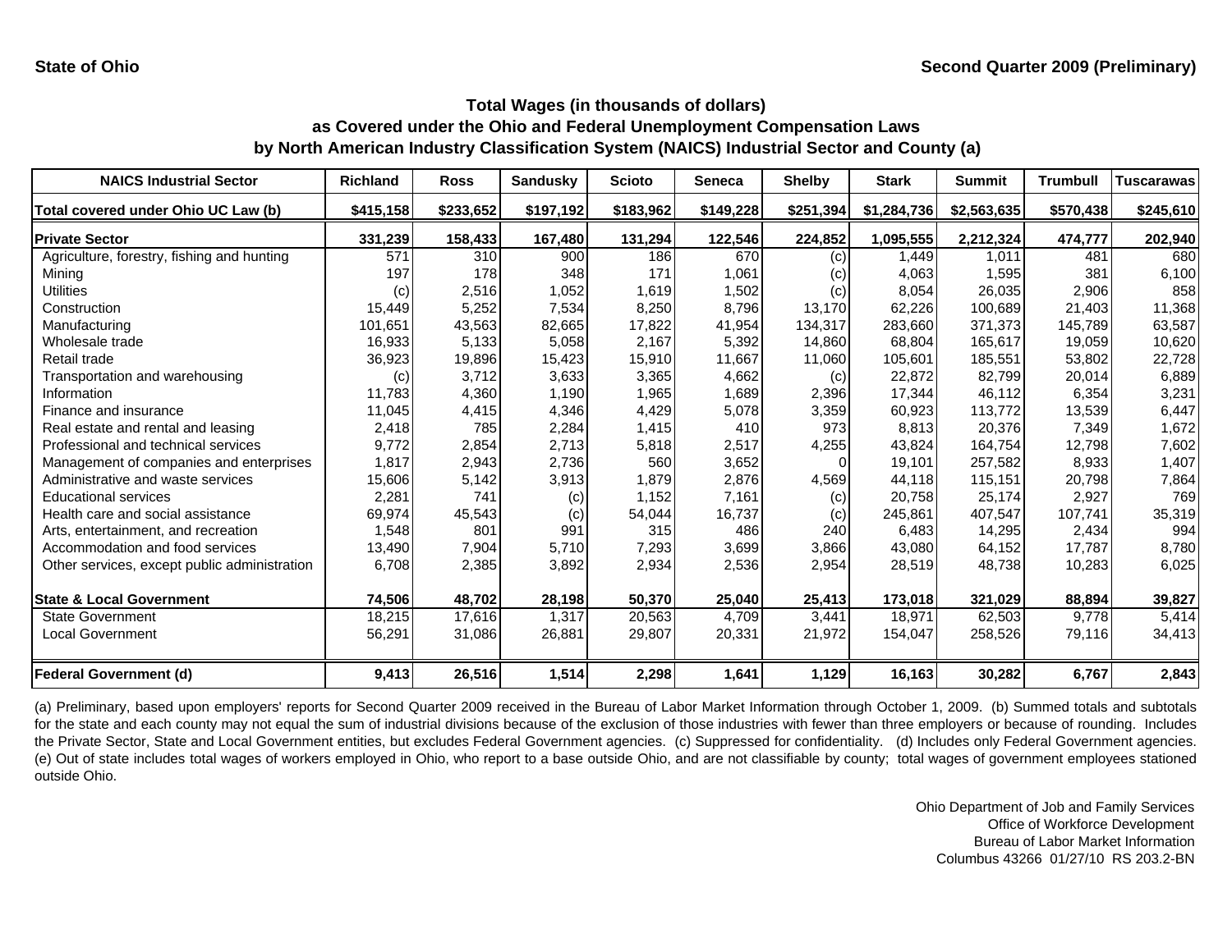State of Ohio

Second Quarter 2009 (Preliminary)

## Total Wages (in thousands of dollars) as Covered under the Ohio and Federal Unemployment Compensation Laws by North American Industry Classification System (NAICS) Industrial Sector and County (a)

| NAICS Industrial Sector | Richland | Ross | Sandusky | Scioto | Seneca | Shelby | Stark | Summit | Trumbull | Tuscarawas |
|---|---|---|---|---|---|---|---|---|---|---|
| Total covered under Ohio UC Law (b) | $415,158 | $233,652 | $197,192 | $183,962 | $149,228 | $251,394 | $1,284,736 | $2,563,635 | $570,438 | $245,610 |
| **Private Sector** | **331,239** | **158,433** | **167,480** | **131,294** | **122,546** | **224,852** | **1,095,555** | **2,212,324** | **474,777** | **202,940** |
| Agriculture, forestry, fishing and hunting | 571 | 310 | 900 | 186 | 670 | (c) | 1,449 | 1,011 | 481 | 680 |
| Mining | 197 | 178 | 348 | 171 | 1,061 | (c) | 4,063 | 1,595 | 381 | 6,100 |
| Utilities | (c) | 2,516 | 1,052 | 1,619 | 1,502 | (c) | 8,054 | 26,035 | 2,906 | 858 |
| Construction | 15,449 | 5,252 | 7,534 | 8,250 | 8,796 | 13,170 | 62,226 | 100,689 | 21,403 | 11,368 |
| Manufacturing | 101,651 | 43,563 | 82,665 | 17,822 | 41,954 | 134,317 | 283,660 | 371,373 | 145,789 | 63,587 |
| Wholesale trade | 16,933 | 5,133 | 5,058 | 2,167 | 5,392 | 14,860 | 68,804 | 165,617 | 19,059 | 10,620 |
| Retail trade | 36,923 | 19,896 | 15,423 | 15,910 | 11,667 | 11,060 | 105,601 | 185,551 | 53,802 | 22,728 |
| Transportation and warehousing | (c) | 3,712 | 3,633 | 3,365 | 4,662 | (c) | 22,872 | 82,799 | 20,014 | 6,889 |
| Information | 11,783 | 4,360 | 1,190 | 1,965 | 1,689 | 2,396 | 17,344 | 46,112 | 6,354 | 3,231 |
| Finance and insurance | 11,045 | 4,415 | 4,346 | 4,429 | 5,078 | 3,359 | 60,923 | 113,772 | 13,539 | 6,447 |
| Real estate and rental and leasing | 2,418 | 785 | 2,284 | 1,415 | 410 | 973 | 8,813 | 20,376 | 7,349 | 1,672 |
| Professional and technical services | 9,772 | 2,854 | 2,713 | 5,818 | 2,517 | 4,255 | 43,824 | 164,754 | 12,798 | 7,602 |
| Management of companies and enterprises | 1,817 | 2,943 | 2,736 | 560 | 3,652 | 0 | 19,101 | 257,582 | 8,933 | 1,407 |
| Administrative and waste services | 15,606 | 5,142 | 3,913 | 1,879 | 2,876 | 4,569 | 44,118 | 115,151 | 20,798 | 7,864 |
| Educational services | 2,281 | 741 | (c) | 1,152 | 7,161 | (c) | 20,758 | 25,174 | 2,927 | 769 |
| Health care and social assistance | 69,974 | 45,543 | (c) | 54,044 | 16,737 | (c) | 245,861 | 407,547 | 107,741 | 35,319 |
| Arts, entertainment, and recreation | 1,548 | 801 | 991 | 315 | 486 | 240 | 6,483 | 14,295 | 2,434 | 994 |
| Accommodation and food services | 13,490 | 7,904 | 5,710 | 7,293 | 3,699 | 3,866 | 43,080 | 64,152 | 17,787 | 8,780 |
| Other services, except public administration | 6,708 | 2,385 | 3,892 | 2,934 | 2,536 | 2,954 | 28,519 | 48,738 | 10,283 | 6,025 |
| **State & Local Government** | **74,506** | **48,702** | **28,198** | **50,370** | **25,040** | **25,413** | **173,018** | **321,029** | **88,894** | **39,827** |
| State Government | 18,215 | 17,616 | 1,317 | 20,563 | 4,709 | 3,441 | 18,971 | 62,503 | 9,778 | 5,414 |
| Local Government | 56,291 | 31,086 | 26,881 | 29,807 | 20,331 | 21,972 | 154,047 | 258,526 | 79,116 | 34,413 |
| **Federal Government (d)** | **9,413** | **26,516** | **1,514** | **2,298** | **1,641** | **1,129** | **16,163** | **30,282** | **6,767** | **2,843** |

(a) Preliminary, based upon employers' reports for Second Quarter 2009 received in the Bureau of Labor Market Information through October 1, 2009. (b) Summed totals and subtotals for the state and each county may not equal the sum of industrial divisions because of the exclusion of those industries with fewer than three employers or because of rounding. Includes the Private Sector, State and Local Government entities, but excludes Federal Government agencies. (c) Suppressed for confidentiality. (d) Includes only Federal Government agencies. (e) Out of state includes total wages of workers employed in Ohio, who report to a base outside Ohio, and are not classifiable by county; total wages of government employees stationed outside Ohio.

Ohio Department of Job and Family Services
Office of Workforce Development
Bureau of Labor Market Information
Columbus 43266 01/27/10 RS 203.2-BN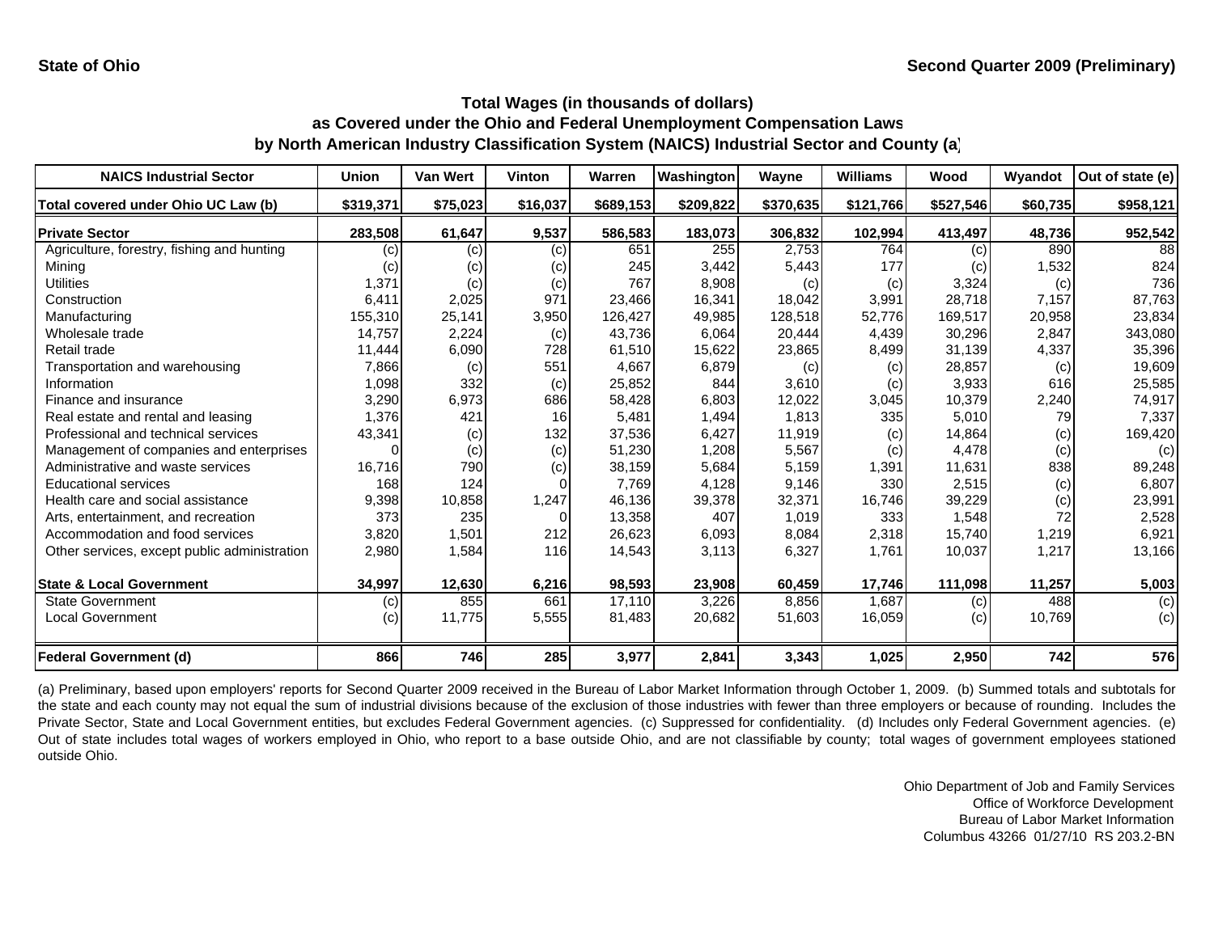State of Ohio

Second Quarter 2009 (Preliminary)

**Total Wages (in thousands of dollars)**
**as Covered under the Ohio and Federal Unemployment Compensation Laws**
**by North American Industry Classification System (NAICS) Industrial Sector and County (a)**

| NAICS Industrial Sector | Union | Van Wert | Vinton | Warren | Washington | Wayne | Williams | Wood | Wyandot | Out of state (e) |
|---|---|---|---|---|---|---|---|---|---|---|
| **Total covered under Ohio UC Law (b)** | **$319,371** | **$75,023** | **$16,037** | **$689,153** | **$209,822** | **$370,635** | **$121,766** | **$527,546** | **$60,735** | **$958,121** |
| **Private Sector** | **283,508** | **61,647** | **9,537** | **586,583** | **183,073** | **306,832** | **102,994** | **413,497** | **48,736** | **952,542** |
| Agriculture, forestry, fishing and hunting | (c) | (c) | (c) | 651 | 255 | 2,753 | 764 | (c) | 890 | 88 |
| Mining | (c) | (c) | (c) | 245 | 3,442 | 5,443 | 177 | (c) | 1,532 | 824 |
| Utilities | 1,371 | (c) | (c) | 767 | 8,908 | (c) | (c) | 3,324 | (c) | 736 |
| Construction | 6,411 | 2,025 | 971 | 23,466 | 16,341 | 18,042 | 3,991 | 28,718 | 7,157 | 87,763 |
| Manufacturing | 155,310 | 25,141 | 3,950 | 126,427 | 49,985 | 128,518 | 52,776 | 169,517 | 20,958 | 23,834 |
| Wholesale trade | 14,757 | 2,224 | (c) | 43,736 | 6,064 | 20,444 | 4,439 | 30,296 | 2,847 | 343,080 |
| Retail trade | 11,444 | 6,090 | 728 | 61,510 | 15,622 | 23,865 | 8,499 | 31,139 | 4,337 | 35,396 |
| Transportation and warehousing | 7,866 | (c) | 551 | 4,667 | 6,879 | (c) | (c) | 28,857 | (c) | 19,609 |
| Information | 1,098 | 332 | (c) | 25,852 | 844 | 3,610 | (c) | 3,933 | 616 | 25,585 |
| Finance and insurance | 3,290 | 6,973 | 686 | 58,428 | 6,803 | 12,022 | 3,045 | 10,379 | 2,240 | 74,917 |
| Real estate and rental and leasing | 1,376 | 421 | 16 | 5,481 | 1,494 | 1,813 | 335 | 5,010 | 79 | 7,337 |
| Professional and technical services | 43,341 | (c) | 132 | 37,536 | 6,427 | 11,919 | (c) | 14,864 | (c) | 169,420 |
| Management of companies and enterprises | 0 | (c) | (c) | 51,230 | 1,208 | 5,567 | (c) | 4,478 | (c) | (c) |
| Administrative and waste services | 16,716 | 790 | (c) | 38,159 | 5,684 | 5,159 | 1,391 | 11,631 | 838 | 89,248 |
| Educational services | 168 | 124 | 0 | 7,769 | 4,128 | 9,146 | 330 | 2,515 | (c) | 6,807 |
| Health care and social assistance | 9,398 | 10,858 | 1,247 | 46,136 | 39,378 | 32,371 | 16,746 | 39,229 | (c) | 23,991 |
| Arts, entertainment, and recreation | 373 | 235 | 0 | 13,358 | 407 | 1,019 | 333 | 1,548 | 72 | 2,528 |
| Accommodation and food services | 3,820 | 1,501 | 212 | 26,623 | 6,093 | 8,084 | 2,318 | 15,740 | 1,219 | 6,921 |
| Other services, except public administration | 2,980 | 1,584 | 116 | 14,543 | 3,113 | 6,327 | 1,761 | 10,037 | 1,217 | 13,166 |
| **State & Local Government** | **34,997** | **12,630** | **6,216** | **98,593** | **23,908** | **60,459** | **17,746** | **111,098** | **11,257** | **5,003** |
| State Government | (c) | 855 | 661 | 17,110 | 3,226 | 8,856 | 1,687 | (c) | 488 | (c) |
| Local Government | (c) | 11,775 | 5,555 | 81,483 | 20,682 | 51,603 | 16,059 | (c) | 10,769 | (c) |
| **Federal Government (d)** | **866** | **746** | **285** | **3,977** | **2,841** | **3,343** | **1,025** | **2,950** | **742** | **576** |

(a) Preliminary, based upon employers' reports for Second Quarter 2009 received in the Bureau of Labor Market Information through October 1, 2009. (b) Summed totals and subtotals for the state and each county may not equal the sum of industrial divisions because of the exclusion of those industries with fewer than three employers or because of rounding. Includes the Private Sector, State and Local Government entities, but excludes Federal Government agencies. (c) Suppressed for confidentiality. (d) Includes only Federal Government agencies. (e) Out of state includes total wages of workers employed in Ohio, who report to a base outside Ohio, and are not classifiable by county; total wages of government employees stationed outside Ohio.

Ohio Department of Job and Family Services
Office of Workforce Development
Bureau of Labor Market Information
Columbus 43266 01/27/10 RS 203.2-BN